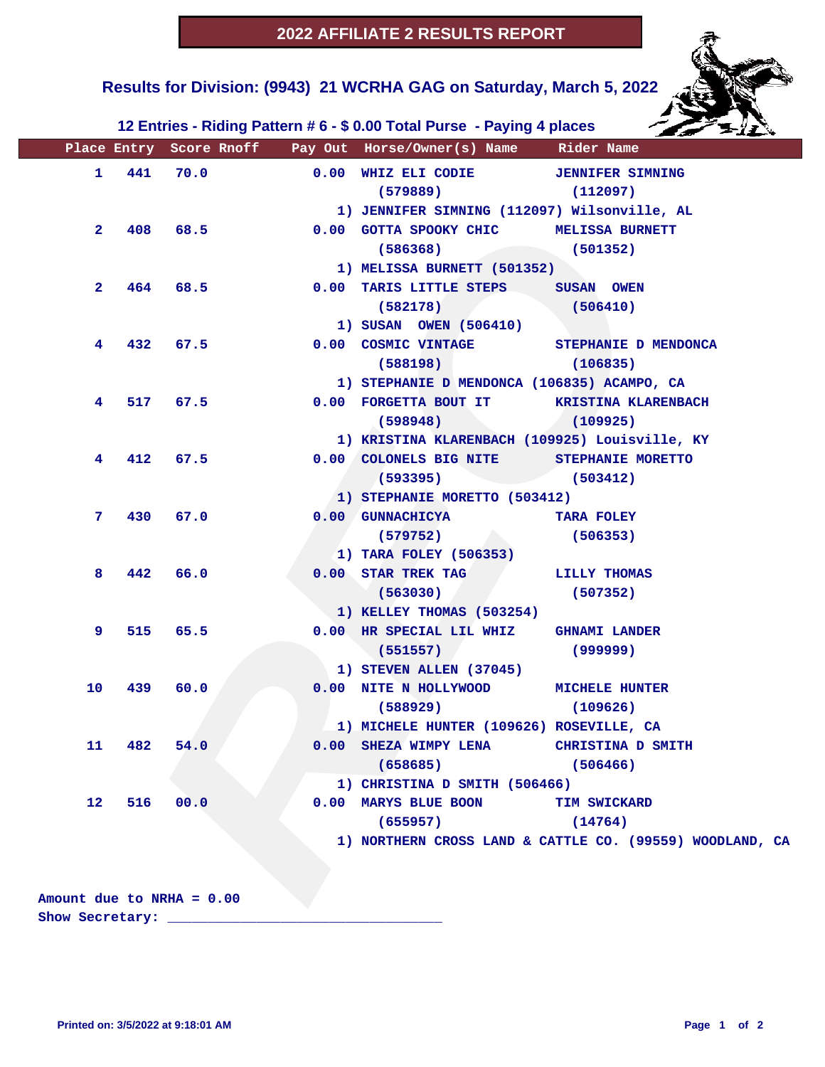# 2022 AFFILIATE 2 RESULTS REPORT

## Results for Division: (9943) 21 WCRHA GAG on Saturday, March 5, 2022

### 12 Entries - Riding Pattern # 6 - $ 0.00 Total Purse - Paying 4 places

| Place | Entry | Score | Rnoff | Pay Out | Horse/Owner(s) Name | Rider Name |
|---|---|---|---|---|---|---|
| 1 | 441 | 70.0 | | 0.00 | WHIZ ELI CODIE (579889)<br>1) JENNIFER SIMNING (112097) Wilsonville, AL | JENNIFER SIMNING (112097) |
| 2 | 408 | 68.5 | | 0.00 | GOTTA SPOOKY CHIC (586368)<br>1) MELISSA BURNETT (501352) | MELISSA BURNETT (501352) |
| 2 | 464 | 68.5 | | 0.00 | TARIS LITTLE STEPS (582178)<br>1) SUSAN OWEN (506410) | SUSAN OWEN (506410) |
| 4 | 432 | 67.5 | | 0.00 | COSMIC VINTAGE (588198)<br>1) STEPHANIE D MENDONCA (106835) ACAMPO, CA | STEPHANIE D MENDONCA (106835) |
| 4 | 517 | 67.5 | | 0.00 | FORGETTA BOUT IT (598948)<br>1) KRISTINA KLARENBACH (109925) Louisville, KY | KRISTINA KLARENBACH (109925) |
| 4 | 412 | 67.5 | | 0.00 | COLONELS BIG NITE (593395)<br>1) STEPHANIE MORETTO (503412) | STEPHANIE MORETTO (503412) |
| 7 | 430 | 67.0 | | 0.00 | GUNNACHICYA (579752)<br>1) TARA FOLEY (506353) | TARA FOLEY (506353) |
| 8 | 442 | 66.0 | | 0.00 | STAR TREK TAG (563030)<br>1) KELLEY THOMAS (503254) | LILLY THOMAS (507352) |
| 9 | 515 | 65.5 | | 0.00 | HR SPECIAL LIL WHIZ (551557)<br>1) STEVEN ALLEN (37045) | GHNAMI LANDER (999999) |
| 10 | 439 | 60.0 | | 0.00 | NITE N HOLLYWOOD (588929)<br>1) MICHELE HUNTER (109626) ROSEVILLE, CA | MICHELE HUNTER (109626) |
| 11 | 482 | 54.0 | | 0.00 | SHEZA WIMPY LENA (658685)<br>1) CHRISTINA D SMITH (506466) | CHRISTINA D SMITH (506466) |
| 12 | 516 | 00.0 | | 0.00 | MARYS BLUE BOON (655957)<br>1) NORTHERN CROSS LAND & CATTLE CO. (99559) WOODLAND, CA | TIM SWICKARD (14764) |

Amount due to NRHA = 0.00

Show Secretary: ___________________________________

Printed on: 3/5/2022 at 9:18:01 AM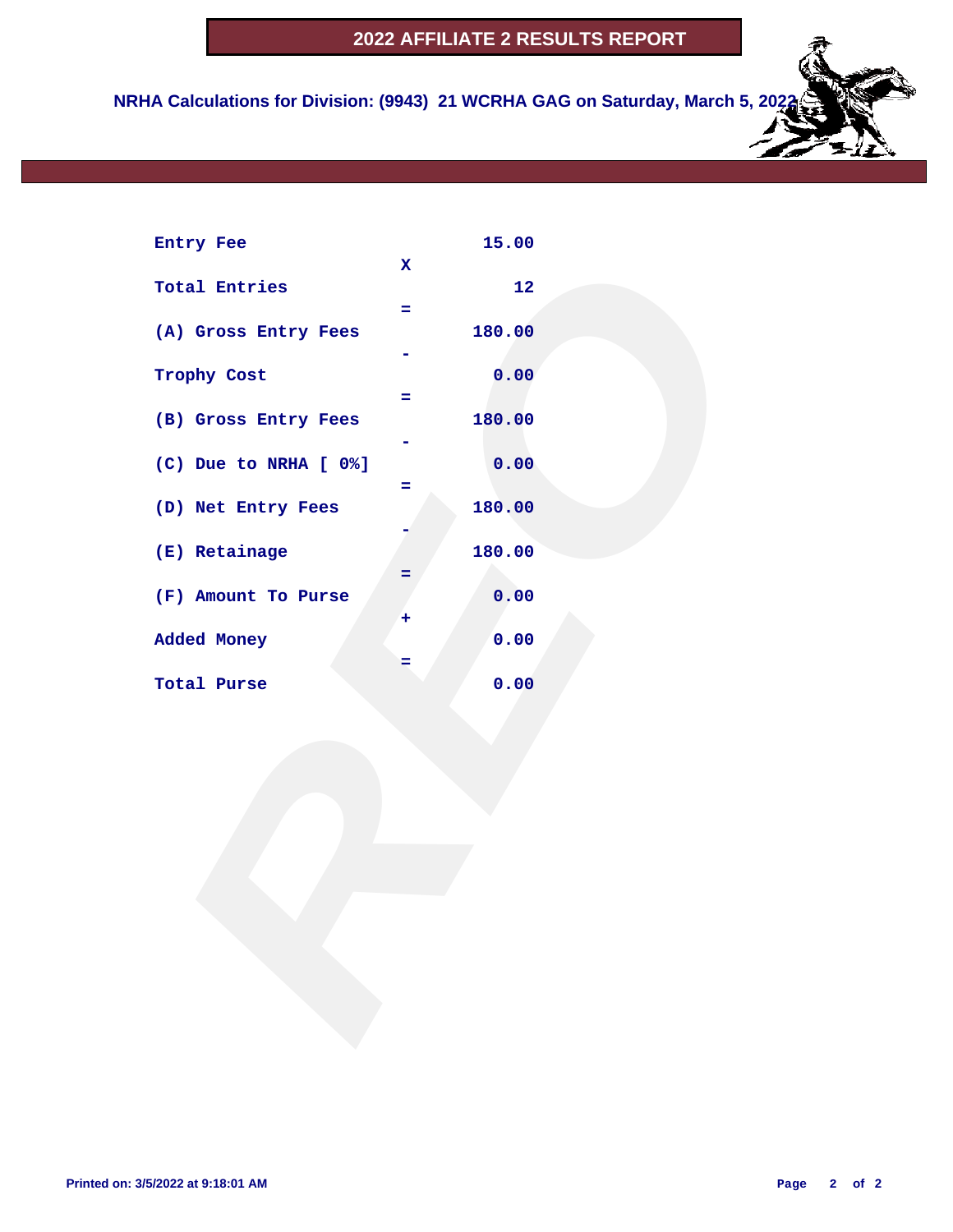# 2022 AFFILIATE 2 RESULTS REPORT

**NRHA Calculations for Division: (9943) 21 WCRHA GAG on Saturday, March 5, 2022**

| | | |
|---|---|---|
| Entry Fee | | 15.00 |
| | X | |
| Total Entries | | 12 |
| | = | |
| (A) Gross Entry Fees | | 180.00 |
| | - | |
| Trophy Cost | | 0.00 |
| | = | |
| (B) Gross Entry Fees | | 180.00 |
| | - | |
| (C) Due to NRHA [ 0%] | | 0.00 |
| | = | |
| (D) Net Entry Fees | | 180.00 |
| | - | |
| (E) Retainage | | 180.00 |
| | = | |
| (F) Amount To Purse | | 0.00 |
| | + | |
| Added Money | | 0.00 |
| | = | |
| Total Purse | | 0.00 |

**Printed on: 3/5/2022 at 9:18:01 AM**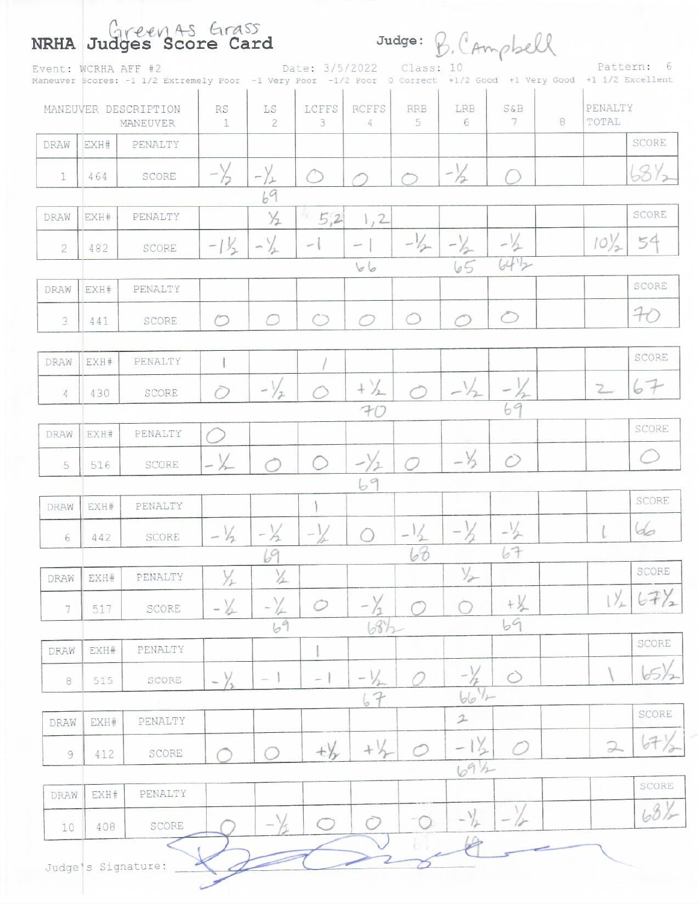# NRHA Judges Score Card

Greenas Grass

Judge: B. Campbell

Event: WCRHA AFF #2 Date: 3/5/2022 Class: 10 Pattern: 6

Maneuver Scores: -1 1/2 Extremely Poor -1 Very Poor -1/2 Poor 0 Correct +1/2 Good +1 Very Good +1 1/2 Excellent

| MANEUVER DESCRIPTION | | MANEUVER | RS 1 | LS 2 | LCFFS 3 | RCFFS 4 | RRB 5 | LRB 6 | S&B 7 | 8 | PENALTY TOTAL | |
|---|---|---|---|---|---|---|---|---|---|---|---|---|
| DRAW | EXH# | PENALTY | | | | | | | | | | SCORE |
| 1 | 464 | SCORE | -½ | -½ | 0 | 0 | 0 | -½ | 0 | | | 68½ |
| | | | | 69 | | | | | | | | |
| DRAW | EXH# | PENALTY | | ½ | 5,2 | 1,2 | | | | | | SCORE |
| 2 | 482 | SCORE | -1½ | -½ | -1 | -1 | -½ | -½ | -½ | | 10½ | 54 |
| | | | | | | 66 | | 65 | 64½ | | | |
| DRAW | EXH# | PENALTY | | | | | | | | | | SCORE |
| 3 | 441 | SCORE | 0 | 0 | 0 | 0 | 0 | 0 | 0 | | | 70 |
| DRAW | EXH# | PENALTY | 1 | | 1 | | | | | | | SCORE |
| 4 | 430 | SCORE | 0 | -½ | 0 | +½ | 0 | -½ | -½ | | 2 | 67 |
| | | | | | | 70 | | | 69 | | | |
| DRAW | EXH# | PENALTY | 0 | | | | | | | | | SCORE |
| 5 | 516 | SCORE | -½ | 0 | 0 | -½ | 0 | -½ | 0 | | | 0 |
| | | | | | | 69 | | | | | | |
| DRAW | EXH# | PENALTY | | | 1 | | | | | | | SCORE |
| 6 | 442 | SCORE | -½ | -½ | -½ | 0 | -½ | -½ | -½ | | 1 | 66 |
| | | | | 69 | | | 68 | | 67 | | | |
| DRAW | EXH# | PENALTY | ½ | ½ | | | | ½ | | | | SCORE |
| 7 | 517 | SCORE | -½ | -½ | 0 | -½ | 0 | 0 | +½ | | 1½ | 67½ |
| | | | | 69 | | 68½ | | | 69 | | | |
| DRAW | EXH# | PENALTY | | | 1 | | | | | | | SCORE |
| 8 | 515 | SCORE | -½ | -1 | -1 | -½ | 0 | -½ | 0 | | 1 | 65½ |
| | | | | | | 67 | | 66½ | | | | |
| DRAW | EXH# | PENALTY | | | | | | 2 | | | | SCORE |
| 9 | 412 | SCORE | 0 | 0 | +½ | +½ | 0 | -1½ | 0 | | 2 | 67½ |
| | | | | | | | | 69½ | | | | |
| DRAW | EXH# | PENALTY | | | | | | | | | | SCORE |
| 10 | 408 | SCORE | 0 | -½ | 0 | 0 | 0 | -½ | -½ | | | 68½ |
| | | | | | | | | 69 | | | | |

Judge's Signature: [signature]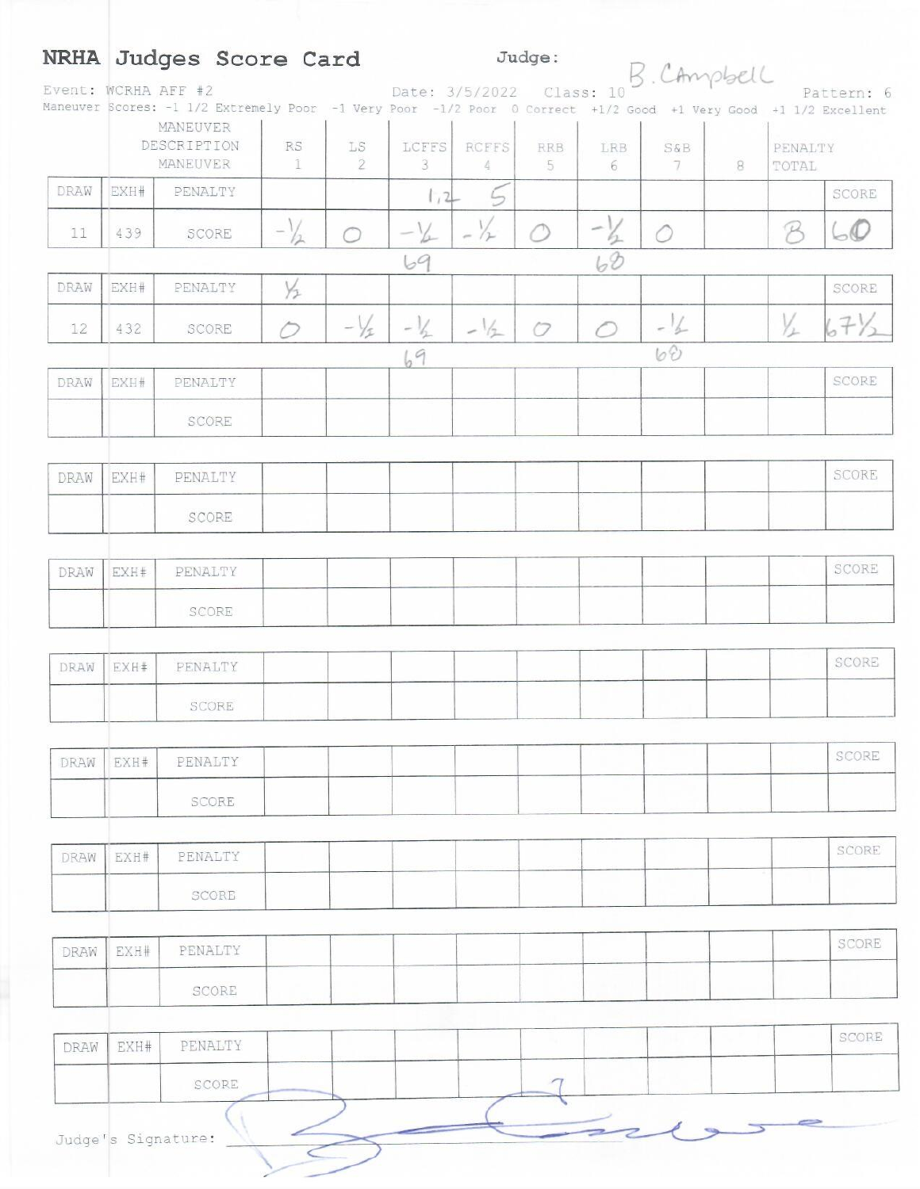# NRHA Judges Score Card

Judge: B. Campbell

Event: WCRHA AFF #2 Date: 3/5/2022 Class: 10 Pattern: 6

Maneuver Scores: -1 1/2 Extremely Poor -1 Very Poor -1/2 Poor 0 Correct +1/2 Good +1 Very Good +1 1/2 Excellent

| | | MANEUVER DESCRIPTION MANEUVER | RS 1 | LS 2 | LCFFS 3 | RCFFS 4 | RRB 5 | LRB 6 | S&B 7 | 8 | PENALTY TOTAL | |
|---|---|---|---|---|---|---|---|---|---|---|---|---|
| DRAW | EXH# | PENALTY | | | 1, 2 | 5 | | | | | | SCORE |
| 11 | 439 | SCORE | -½ | 0 | -½ | -½ | 0 | -½ | 0 | | 8 | 60 |
| | | | | | 69 | | | 68 | | | | |
| DRAW | EXH# | PENALTY | ½ | | | | | | | | | SCORE |
| 12 | 432 | SCORE | 0 | -½ | -½ | -½ | 0 | 0 | -½ | | ½ | 67½ |
| | | | | | 69 | | | | 68 | | | |
| DRAW | EXH# | PENALTY | | | | | | | | | | SCORE |
| | | SCORE | | | | | | | | | | |
| DRAW | EXH# | PENALTY | | | | | | | | | | SCORE |
| | | SCORE | | | | | | | | | | |
| DRAW | EXH# | PENALTY | | | | | | | | | | SCORE |
| | | SCORE | | | | | | | | | | |
| DRAW | EXH# | PENALTY | | | | | | | | | | SCORE |
| | | SCORE | | | | | | | | | | |
| DRAW | EXH# | PENALTY | | | | | | | | | | SCORE |
| | | SCORE | | | | | | | | | | |
| DRAW | EXH# | PENALTY | | | | | | | | | | SCORE |
| | | SCORE | | | | | | | | | | |
| DRAW | EXH# | PENALTY | | | | | | | | | | SCORE |
| | | SCORE | | | | | | | | | | |
| DRAW | EXH# | PENALTY | | | | | | | | | | SCORE |
| | | SCORE | | | | | | | | | | |

Judge's Signature: